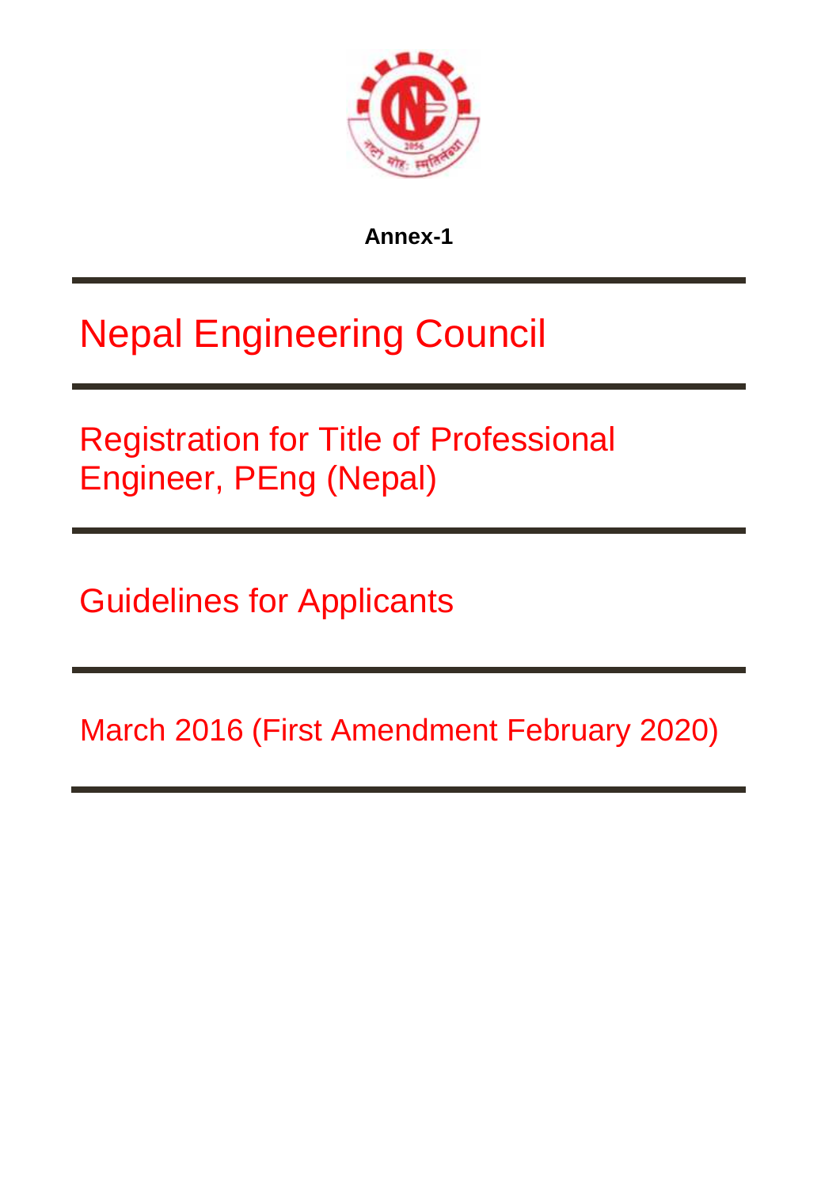**Annex-1**

# Nepal Engineering Council

## Registration for Title of Professional Engineer, PEng (Nepal)

## Guidelines for Applicants

March 2016 (First Amendment February 2020)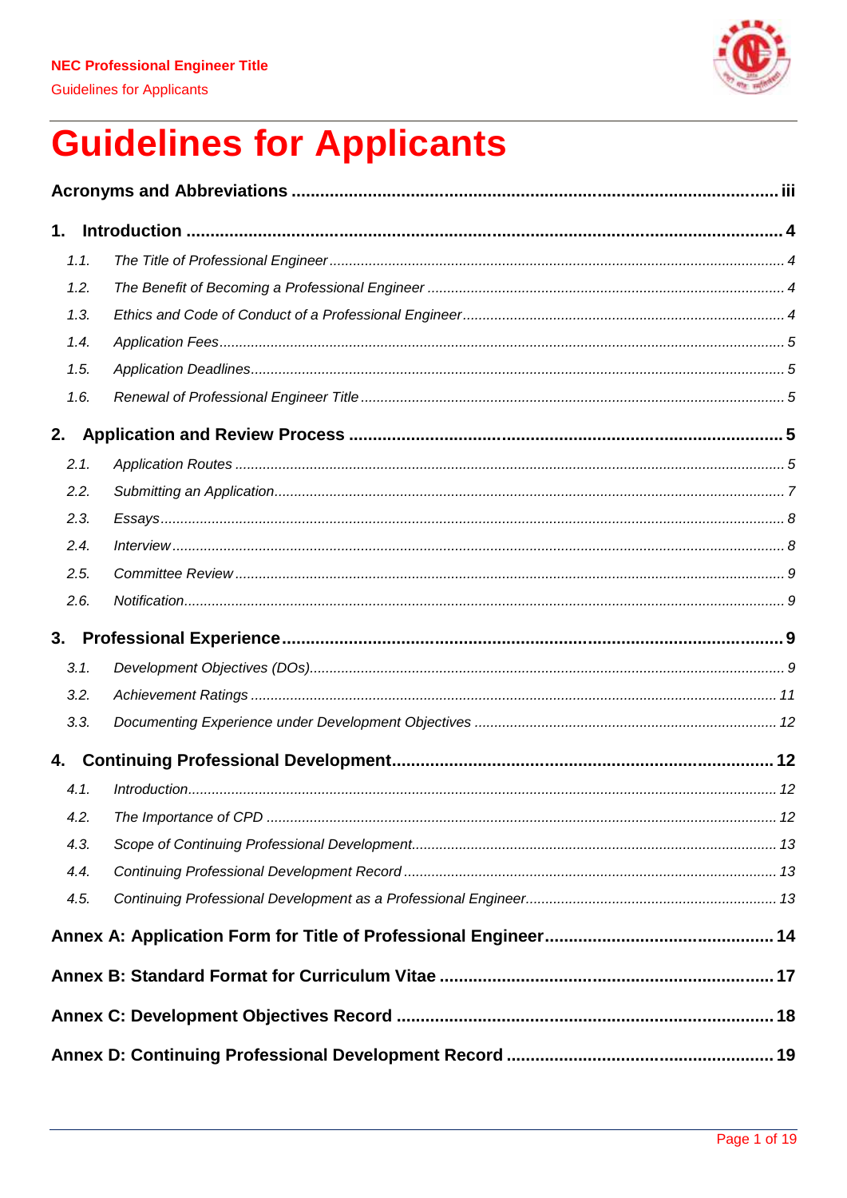# Guidelines for Applicants

**Acronyms and Abbreviations** ..... iii

**1. Introduction** ..... 4

- *1.1. The Title of Professional Engineer* ..... 4
- *1.2. The Benefit of Becoming a Professional Engineer* ..... 4
- *1.3. Ethics and Code of Conduct of a Professional Engineer* ..... 4
- *1.4. Application Fees* ..... 5
- *1.5. Application Deadlines* ..... 5
- *1.6. Renewal of Professional Engineer Title* ..... 5

**2. Application and Review Process** ..... 5

- *2.1. Application Routes* ..... 5
- *2.2. Submitting an Application* ..... 7
- *2.3. Essays* ..... 8
- *2.4. Interview* ..... 8
- *2.5. Committee Review* ..... 9
- *2.6. Notification* ..... 9

**3. Professional Experience** ..... 9

- *3.1. Development Objectives (DOs)* ..... 9
- *3.2. Achievement Ratings* ..... 11
- *3.3. Documenting Experience under Development Objectives* ..... 12

**4. Continuing Professional Development** ..... 12

- *4.1. Introduction* ..... 12
- *4.2. The Importance of CPD* ..... 12
- *4.3. Scope of Continuing Professional Development* ..... 13
- *4.4. Continuing Professional Development Record* ..... 13
- *4.5. Continuing Professional Development as a Professional Engineer* ..... 13

**Annex A: Application Form for Title of Professional Engineer** ..... 14

**Annex B: Standard Format for Curriculum Vitae** ..... 17

**Annex C: Development Objectives Record** ..... 18

**Annex D: Continuing Professional Development Record** ..... 19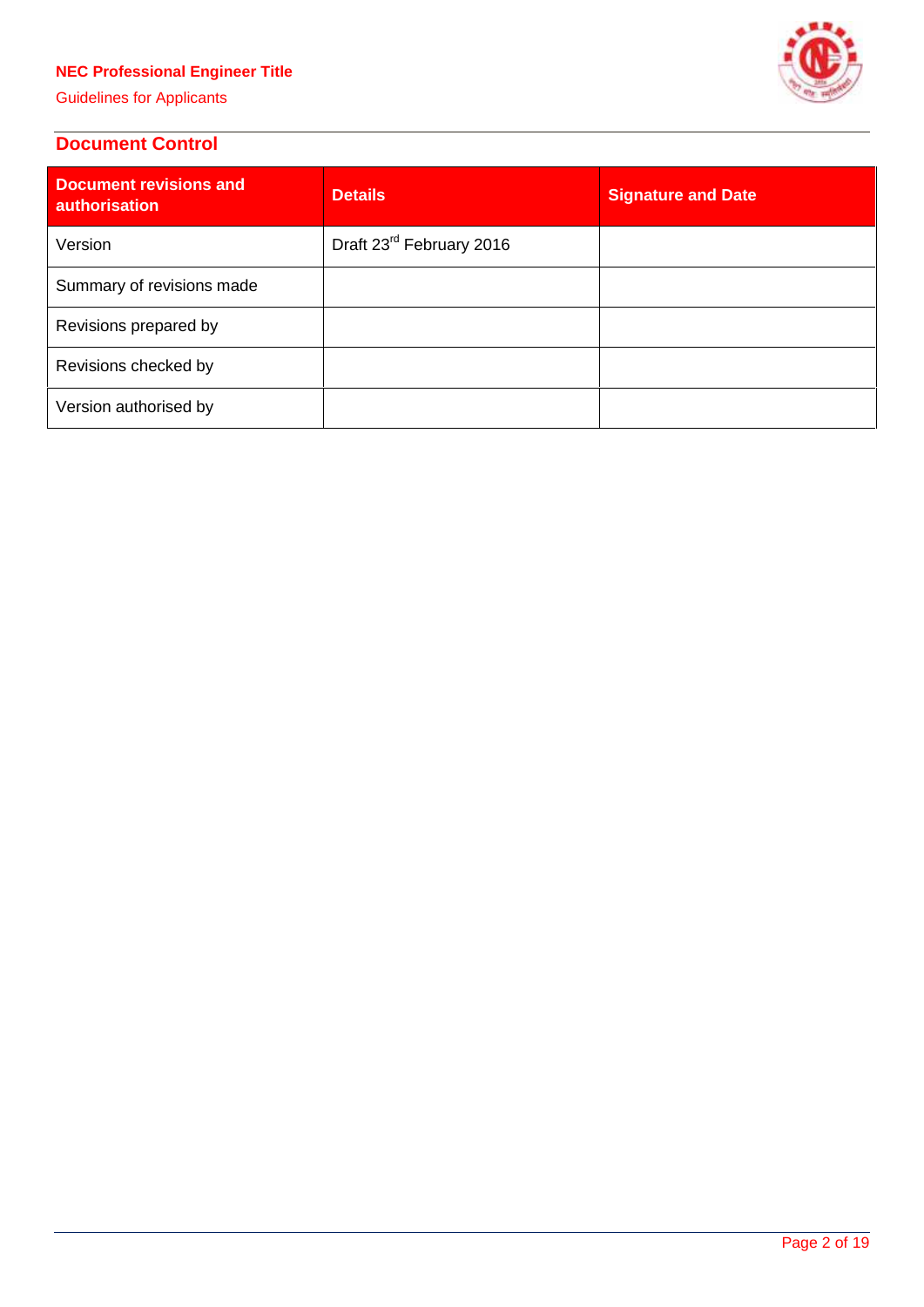## Document Control

| Document revisions and authorisation | Details | Signature and Date |
| --- | --- | --- |
| Version | Draft 23rd February 2016 | |
| Summary of revisions made | | |
| Revisions prepared by | | |
| Revisions checked by | | |
| Version authorised by | | |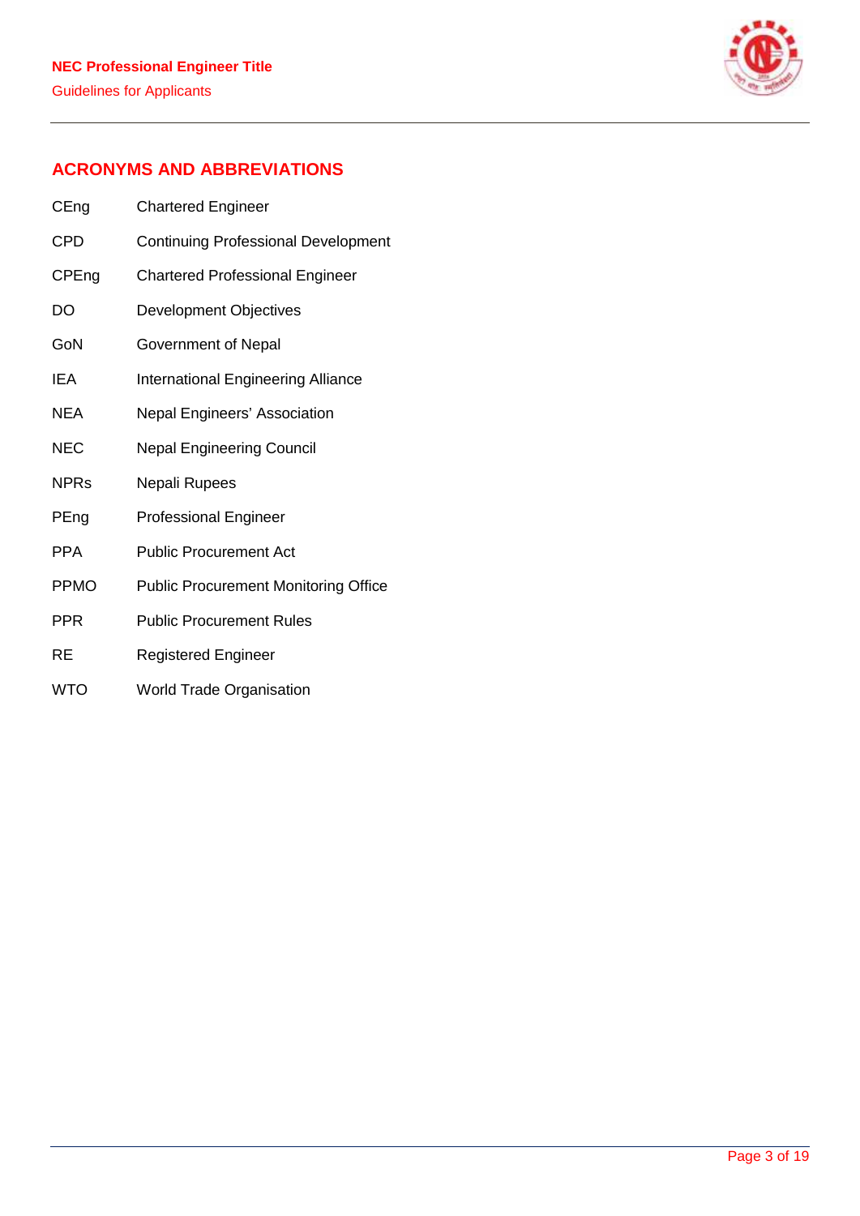## ACRONYMS AND ABBREVIATIONS

| | |
|---|---|
| CEng | Chartered Engineer |
| CPD | Continuing Professional Development |
| CPEng | Chartered Professional Engineer |
| DO | Development Objectives |
| GoN | Government of Nepal |
| IEA | International Engineering Alliance |
| NEA | Nepal Engineers' Association |
| NEC | Nepal Engineering Council |
| NPRs | Nepali Rupees |
| PEng | Professional Engineer |
| PPA | Public Procurement Act |
| PPMO | Public Procurement Monitoring Office |
| PPR | Public Procurement Rules |
| RE | Registered Engineer |
| WTO | World Trade Organisation |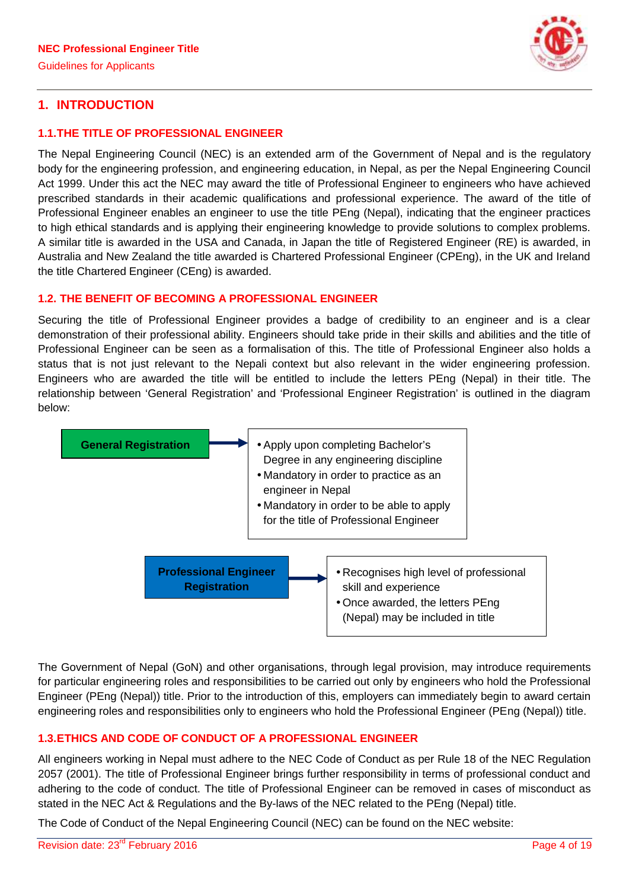# 1. INTRODUCTION

## 1.1. THE TITLE OF PROFESSIONAL ENGINEER

The Nepal Engineering Council (NEC) is an extended arm of the Government of Nepal and is the regulatory body for the engineering profession, and engineering education, in Nepal, as per the Nepal Engineering Council Act 1999. Under this act the NEC may award the title of Professional Engineer to engineers who have achieved prescribed standards in their academic qualifications and professional experience. The award of the title of Professional Engineer enables an engineer to use the title PEng (Nepal), indicating that the engineer practices to high ethical standards and is applying their engineering knowledge to provide solutions to complex problems. A similar title is awarded in the USA and Canada, in Japan the title of Registered Engineer (RE) is awarded, in Australia and New Zealand the title awarded is Chartered Professional Engineer (CPEng), in the UK and Ireland the title Chartered Engineer (CEng) is awarded.

## 1.2. THE BENEFIT OF BECOMING A PROFESSIONAL ENGINEER

Securing the title of Professional Engineer provides a badge of credibility to an engineer and is a clear demonstration of their professional ability. Engineers should take pride in their skills and abilities and the title of Professional Engineer can be seen as a formalisation of this. The title of Professional Engineer also holds a status that is not just relevant to the Nepali context but also relevant in the wider engineering profession. Engineers who are awarded the title will be entitled to include the letters PEng (Nepal) in their title. The relationship between 'General Registration' and 'Professional Engineer Registration' is outlined in the diagram below:

**General Registration** →

- Apply upon completing Bachelor's Degree in any engineering discipline
- Mandatory in order to practice as an engineer in Nepal
- Mandatory in order to be able to apply for the title of Professional Engineer

**Professional Engineer Registration** →

- Recognises high level of professional skill and experience
- Once awarded, the letters PEng (Nepal) may be included in title

The Government of Nepal (GoN) and other organisations, through legal provision, may introduce requirements for particular engineering roles and responsibilities to be carried out only by engineers who hold the Professional Engineer (PEng (Nepal)) title. Prior to the introduction of this, employers can immediately begin to award certain engineering roles and responsibilities only to engineers who hold the Professional Engineer (PEng (Nepal)) title.

## 1.3. ETHICS AND CODE OF CONDUCT OF A PROFESSIONAL ENGINEER

All engineers working in Nepal must adhere to the NEC Code of Conduct as per Rule 18 of the NEC Regulation 2057 (2001). The title of Professional Engineer brings further responsibility in terms of professional conduct and adhering to the code of conduct. The title of Professional Engineer can be removed in cases of misconduct as stated in the NEC Act & Regulations and the By-laws of the NEC related to the PEng (Nepal) title.

The Code of Conduct of the Nepal Engineering Council (NEC) can be found on the NEC website: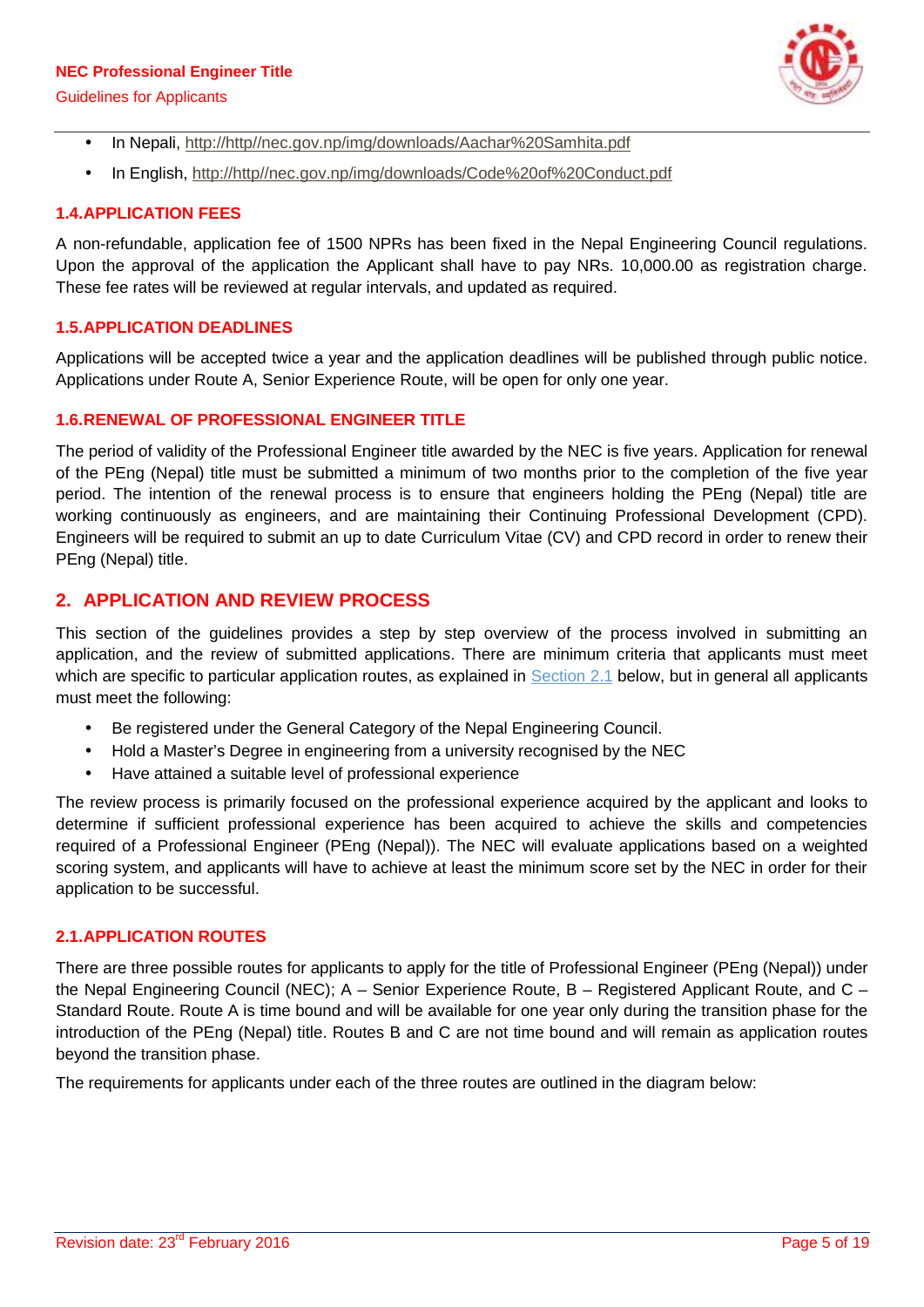- In Nepali, http://http//nec.gov.np/img/downloads/Aachar%20Samhita.pdf
- In English, http://http//nec.gov.np/img/downloads/Code%20of%20Conduct.pdf

### 1.4. APPLICATION FEES

A non-refundable, application fee of 1500 NPRs has been fixed in the Nepal Engineering Council regulations. Upon the approval of the application the Applicant shall have to pay NRs. 10,000.00 as registration charge. These fee rates will be reviewed at regular intervals, and updated as required.

### 1.5. APPLICATION DEADLINES

Applications will be accepted twice a year and the application deadlines will be published through public notice. Applications under Route A, Senior Experience Route, will be open for only one year.

### 1.6. RENEWAL OF PROFESSIONAL ENGINEER TITLE

The period of validity of the Professional Engineer title awarded by the NEC is five years. Application for renewal of the PEng (Nepal) title must be submitted a minimum of two months prior to the completion of the five year period. The intention of the renewal process is to ensure that engineers holding the PEng (Nepal) title are working continuously as engineers, and are maintaining their Continuing Professional Development (CPD). Engineers will be required to submit an up to date Curriculum Vitae (CV) and CPD record in order to renew their PEng (Nepal) title.

## 2. APPLICATION AND REVIEW PROCESS

This section of the guidelines provides a step by step overview of the process involved in submitting an application, and the review of submitted applications. There are minimum criteria that applicants must meet which are specific to particular application routes, as explained in Section 2.1 below, but in general all applicants must meet the following:

- Be registered under the General Category of the Nepal Engineering Council.
- Hold a Master's Degree in engineering from a university recognised by the NEC
- Have attained a suitable level of professional experience

The review process is primarily focused on the professional experience acquired by the applicant and looks to determine if sufficient professional experience has been acquired to achieve the skills and competencies required of a Professional Engineer (PEng (Nepal)). The NEC will evaluate applications based on a weighted scoring system, and applicants will have to achieve at least the minimum score set by the NEC in order for their application to be successful.

### 2.1. APPLICATION ROUTES

There are three possible routes for applicants to apply for the title of Professional Engineer (PEng (Nepal)) under the Nepal Engineering Council (NEC); A – Senior Experience Route, B – Registered Applicant Route, and C – Standard Route. Route A is time bound and will be available for one year only during the transition phase for the introduction of the PEng (Nepal) title. Routes B and C are not time bound and will remain as application routes beyond the transition phase.

The requirements for applicants under each of the three routes are outlined in the diagram below: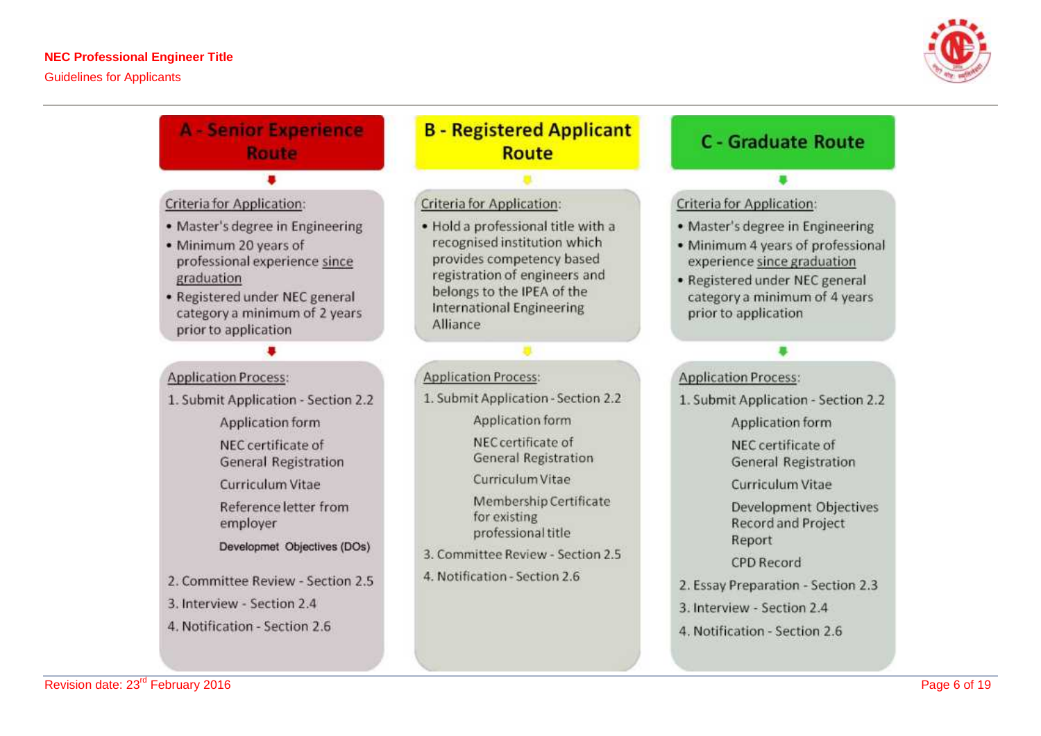## A - Senior Experience Route

Criteria for Application:

- Master's degree in Engineering
- Minimum 20 years of professional experience since graduation
- Registered under NEC general category a minimum of 2 years prior to application

Application Process:

1. Submit Application - Section 2.2
   - Application form
   - NEC certificate of General Registration
   - Curriculum Vitae
   - Reference letter from employer
   - Developmet Objectives (DOs)
2. Committee Review - Section 2.5
3. Interview - Section 2.4
4. Notification - Section 2.6

## B - Registered Applicant Route

Criteria for Application:

- Hold a professional title with a recognised institution which provides competency based registration of engineers and belongs to the IPEA of the International Engineering Alliance

Application Process:

1. Submit Application - Section 2.2
   - Application form
   - NEC certificate of General Registration
   - Curriculum Vitae
   - Membership Certificate for existing professional title
3. Committee Review - Section 2.5
4. Notification - Section 2.6

## C - Graduate Route

Criteria for Application:

- Master's degree in Engineering
- Minimum 4 years of professional experience since graduation
- Registered under NEC general category a minimum of 4 years prior to application

Application Process:

1. Submit Application - Section 2.2
   - Application form
   - NEC certificate of General Registration
   - Curriculum Vitae
   - Development Objectives Record and Project Report
   - CPD Record
2. Essay Preparation - Section 2.3
3. Interview - Section 2.4
4. Notification - Section 2.6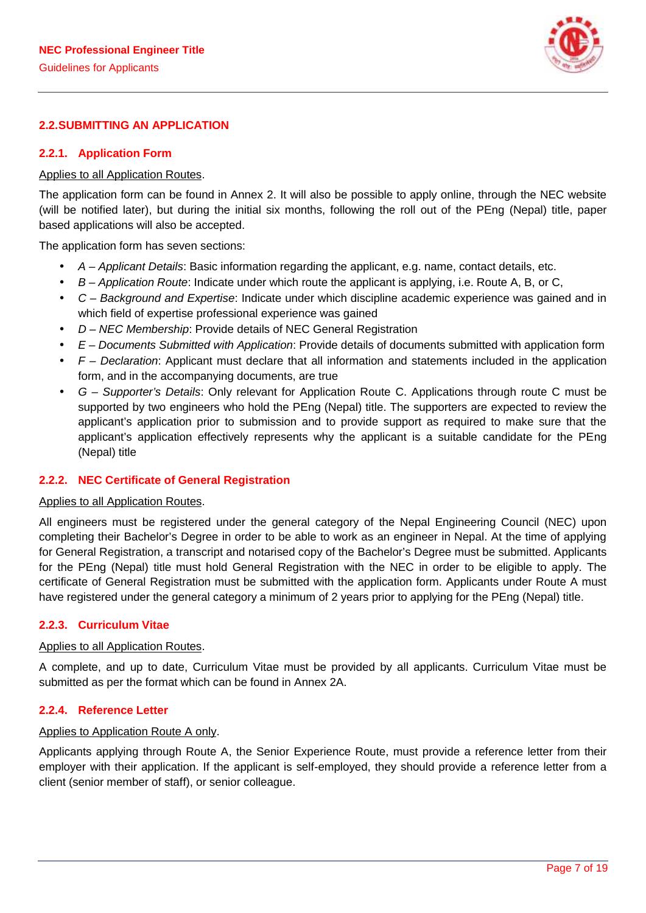## 2.2. SUBMITTING AN APPLICATION

### 2.2.1. Application Form

Applies to all Application Routes.

The application form can be found in Annex 2. It will also be possible to apply online, through the NEC website (will be notified later), but during the initial six months, following the roll out of the PEng (Nepal) title, paper based applications will also be accepted.

The application form has seven sections:

- *A – Applicant Details*: Basic information regarding the applicant, e.g. name, contact details, etc.
- *B – Application Route*: Indicate under which route the applicant is applying, i.e. Route A, B, or C,
- *C – Background and Expertise*: Indicate under which discipline academic experience was gained and in which field of expertise professional experience was gained
- *D – NEC Membership*: Provide details of NEC General Registration
- *E – Documents Submitted with Application*: Provide details of documents submitted with application form
- *F – Declaration*: Applicant must declare that all information and statements included in the application form, and in the accompanying documents, are true
- *G – Supporter's Details*: Only relevant for Application Route C. Applications through route C must be supported by two engineers who hold the PEng (Nepal) title. The supporters are expected to review the applicant's application prior to submission and to provide support as required to make sure that the applicant's application effectively represents why the applicant is a suitable candidate for the PEng (Nepal) title

### 2.2.2. NEC Certificate of General Registration

Applies to all Application Routes.

All engineers must be registered under the general category of the Nepal Engineering Council (NEC) upon completing their Bachelor's Degree in order to be able to work as an engineer in Nepal. At the time of applying for General Registration, a transcript and notarised copy of the Bachelor's Degree must be submitted. Applicants for the PEng (Nepal) title must hold General Registration with the NEC in order to be eligible to apply. The certificate of General Registration must be submitted with the application form. Applicants under Route A must have registered under the general category a minimum of 2 years prior to applying for the PEng (Nepal) title.

### 2.2.3. Curriculum Vitae

Applies to all Application Routes.

A complete, and up to date, Curriculum Vitae must be provided by all applicants. Curriculum Vitae must be submitted as per the format which can be found in Annex 2A.

### 2.2.4. Reference Letter

Applies to Application Route A only.

Applicants applying through Route A, the Senior Experience Route, must provide a reference letter from their employer with their application. If the applicant is self-employed, they should provide a reference letter from a client (senior member of staff), or senior colleague.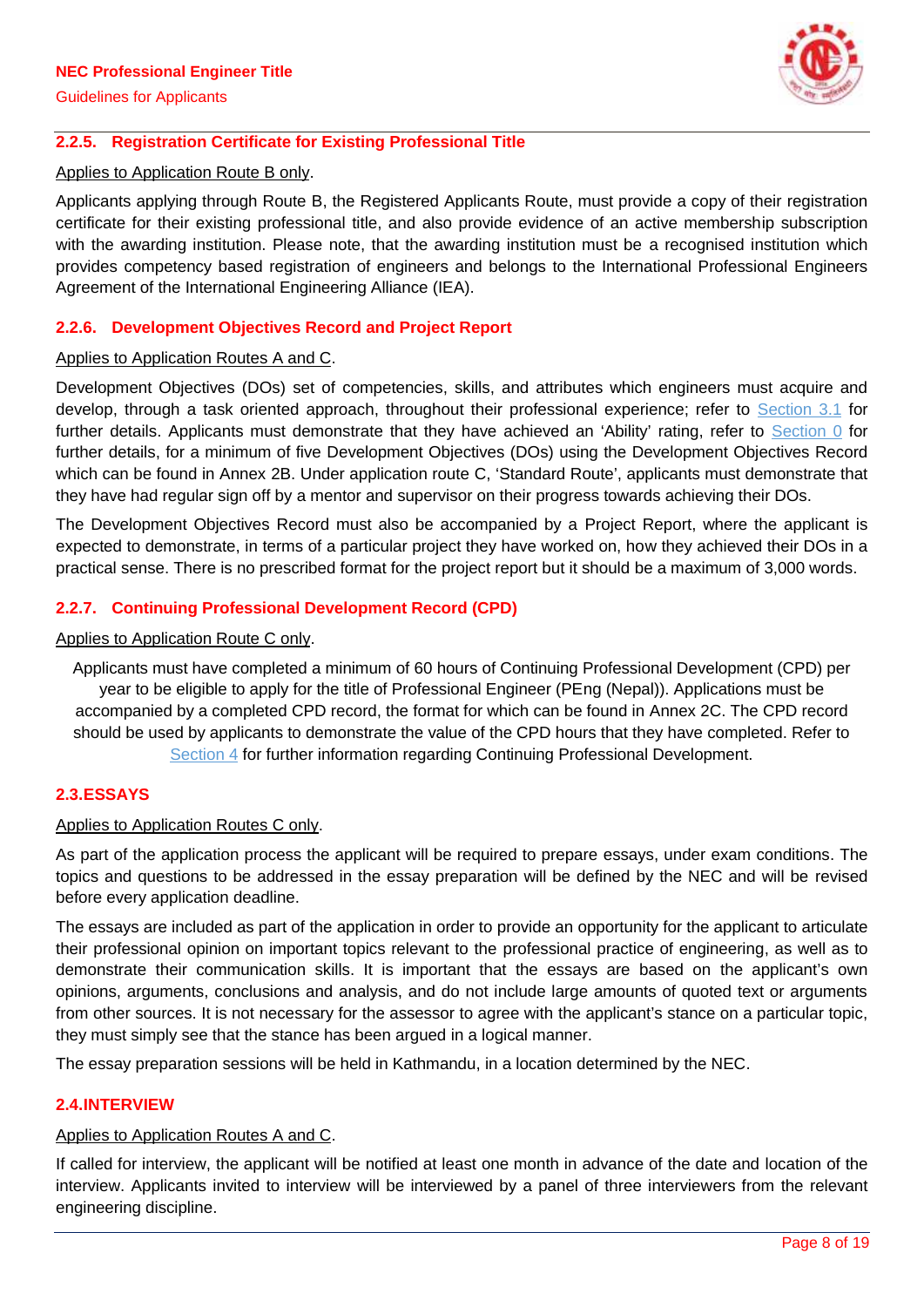### 2.2.5. Registration Certificate for Existing Professional Title

Applies to Application Route B only.

Applicants applying through Route B, the Registered Applicants Route, must provide a copy of their registration certificate for their existing professional title, and also provide evidence of an active membership subscription with the awarding institution. Please note, that the awarding institution must be a recognised institution which provides competency based registration of engineers and belongs to the International Professional Engineers Agreement of the International Engineering Alliance (IEA).

### 2.2.6. Development Objectives Record and Project Report

Applies to Application Routes A and C.

Development Objectives (DOs) set of competencies, skills, and attributes which engineers must acquire and develop, through a task oriented approach, throughout their professional experience; refer to Section 3.1 for further details. Applicants must demonstrate that they have achieved an 'Ability' rating, refer to Section 0 for further details, for a minimum of five Development Objectives (DOs) using the Development Objectives Record which can be found in Annex 2B. Under application route C, 'Standard Route', applicants must demonstrate that they have had regular sign off by a mentor and supervisor on their progress towards achieving their DOs.

The Development Objectives Record must also be accompanied by a Project Report, where the applicant is expected to demonstrate, in terms of a particular project they have worked on, how they achieved their DOs in a practical sense. There is no prescribed format for the project report but it should be a maximum of 3,000 words.

### 2.2.7. Continuing Professional Development Record (CPD)

Applies to Application Route C only.

Applicants must have completed a minimum of 60 hours of Continuing Professional Development (CPD) per year to be eligible to apply for the title of Professional Engineer (PEng (Nepal)). Applications must be accompanied by a completed CPD record, the format for which can be found in Annex 2C. The CPD record should be used by applicants to demonstrate the value of the CPD hours that they have completed. Refer to Section 4 for further information regarding Continuing Professional Development.

## 2.3. ESSAYS

Applies to Application Routes C only.

As part of the application process the applicant will be required to prepare essays, under exam conditions. The topics and questions to be addressed in the essay preparation will be defined by the NEC and will be revised before every application deadline.

The essays are included as part of the application in order to provide an opportunity for the applicant to articulate their professional opinion on important topics relevant to the professional practice of engineering, as well as to demonstrate their communication skills. It is important that the essays are based on the applicant's own opinions, arguments, conclusions and analysis, and do not include large amounts of quoted text or arguments from other sources. It is not necessary for the assessor to agree with the applicant's stance on a particular topic, they must simply see that the stance has been argued in a logical manner.

The essay preparation sessions will be held in Kathmandu, in a location determined by the NEC.

## 2.4. INTERVIEW

Applies to Application Routes A and C.

If called for interview, the applicant will be notified at least one month in advance of the date and location of the interview. Applicants invited to interview will be interviewed by a panel of three interviewers from the relevant engineering discipline.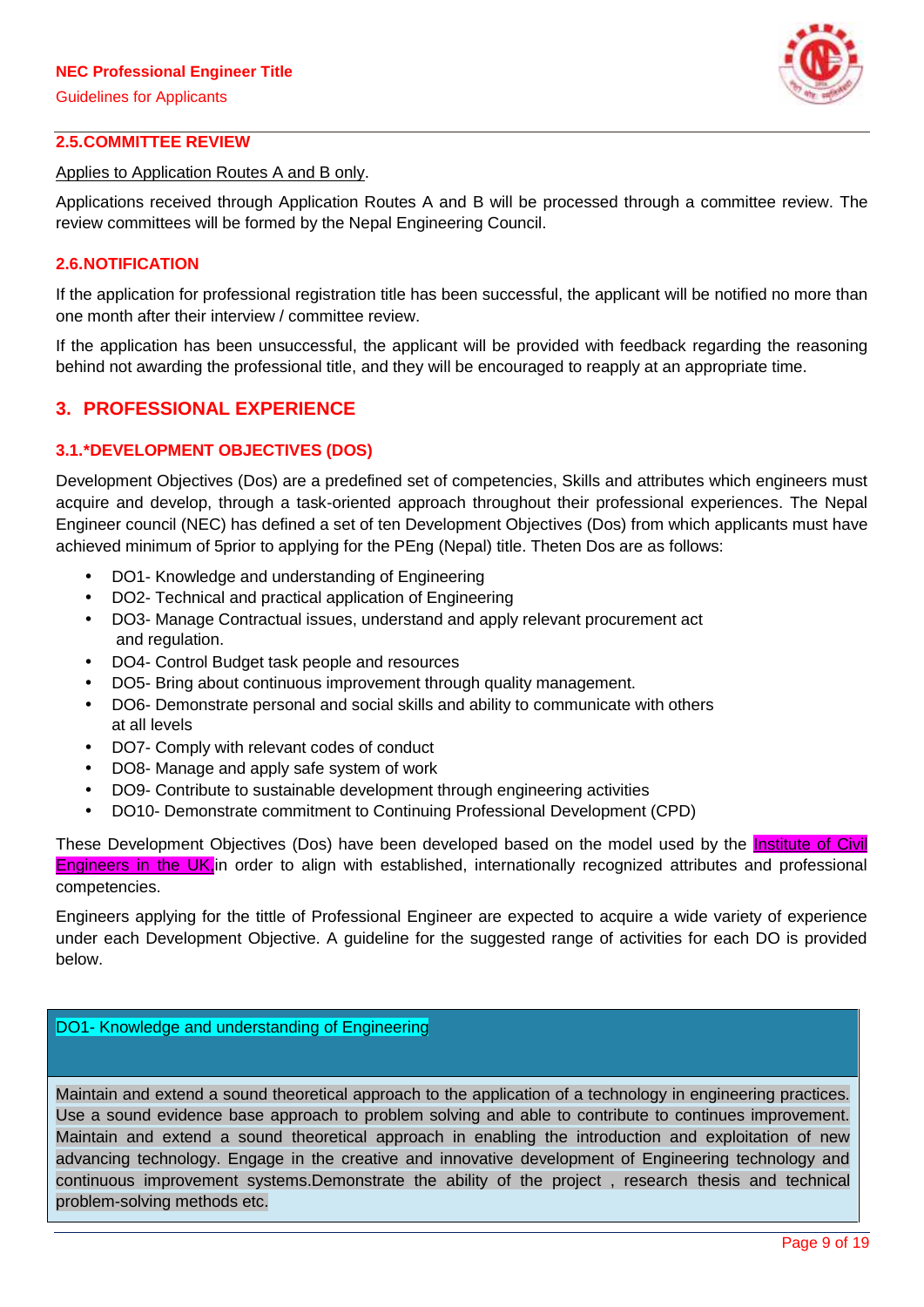## 2.5.COMMITTEE REVIEW

Applies to Application Routes A and B only.

Applications received through Application Routes A and B will be processed through a committee review. The review committees will be formed by the Nepal Engineering Council.

## 2.6.NOTIFICATION

If the application for professional registration title has been successful, the applicant will be notified no more than one month after their interview / committee review.

If the application has been unsuccessful, the applicant will be provided with feedback regarding the reasoning behind not awarding the professional title, and they will be encouraged to reapply at an appropriate time.

# 3. PROFESSIONAL EXPERIENCE

## 3.1.*DEVELOPMENT OBJECTIVES (DOS)

Development Objectives (Dos) are a predefined set of competencies, Skills and attributes which engineers must acquire and develop, through a task-oriented approach throughout their professional experiences. The Nepal Engineer council (NEC) has defined a set of ten Development Objectives (Dos) from which applicants must have achieved minimum of 5prior to applying for the PEng (Nepal) title. Theten Dos are as follows:

- DO1- Knowledge and understanding of Engineering
- DO2- Technical and practical application of Engineering
- DO3- Manage Contractual issues, understand and apply relevant procurement act and regulation.
- DO4- Control Budget task people and resources
- DO5- Bring about continuous improvement through quality management.
- DO6- Demonstrate personal and social skills and ability to communicate with others at all levels
- DO7- Comply with relevant codes of conduct
- DO8- Manage and apply safe system of work
- DO9- Contribute to sustainable development through engineering activities
- DO10- Demonstrate commitment to Continuing Professional Development (CPD)

These Development Objectives (Dos) have been developed based on the model used by the Institute of Civil Engineers in the UK in order to align with established, internationally recognized attributes and professional competencies.

Engineers applying for the tittle of Professional Engineer are expected to acquire a wide variety of experience under each Development Objective. A guideline for the suggested range of activities for each DO is provided below.

| DO1- Knowledge and understanding of Engineering |
|---|
| Maintain and extend a sound theoretical approach to the application of a technology in engineering practices. Use a sound evidence base approach to problem solving and able to contribute to continues improvement. Maintain and extend a sound theoretical approach in enabling the introduction and exploitation of new advancing technology. Engage in the creative and innovative development of Engineering technology and continuous improvement systems.Demonstrate the ability of the project , research thesis and technical problem-solving methods etc. |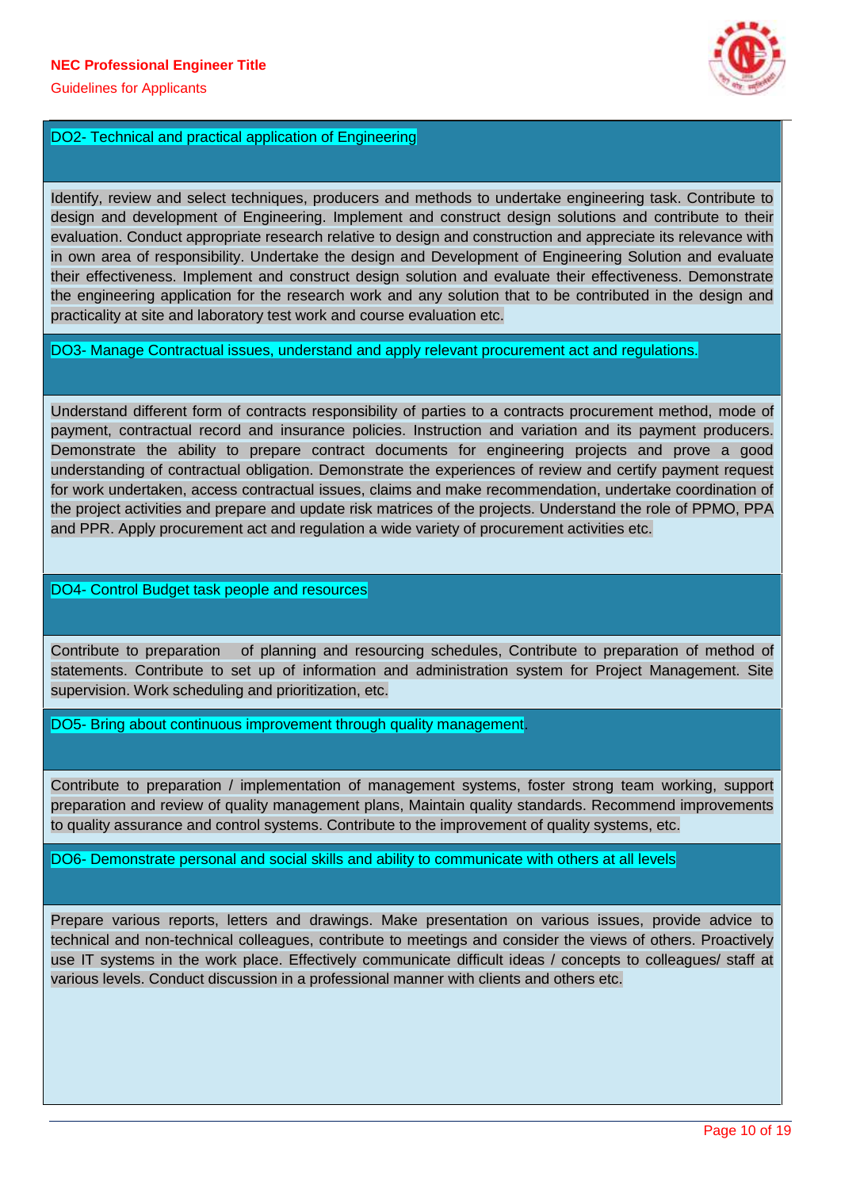### DO2- Technical and practical application of Engineering

Identify, review and select techniques, producers and methods to undertake engineering task. Contribute to design and development of Engineering. Implement and construct design solutions and contribute to their evaluation. Conduct appropriate research relative to design and construction and appreciate its relevance with in own area of responsibility. Undertake the design and Development of Engineering Solution and evaluate their effectiveness. Implement and construct design solution and evaluate their effectiveness. Demonstrate the engineering application for the research work and any solution that to be contributed in the design and practicality at site and laboratory test work and course evaluation etc.

### DO3- Manage Contractual issues, understand and apply relevant procurement act and regulations.

Understand different form of contracts responsibility of parties to a contracts procurement method, mode of payment, contractual record and insurance policies. Instruction and variation and its payment producers. Demonstrate the ability to prepare contract documents for engineering projects and prove a good understanding of contractual obligation. Demonstrate the experiences of review and certify payment request for work undertaken, access contractual issues, claims and make recommendation, undertake coordination of the project activities and prepare and update risk matrices of the projects. Understand the role of PPMO, PPA and PPR. Apply procurement act and regulation a wide variety of procurement activities etc.

### DO4- Control Budget task people and resources

Contribute to preparation of planning and resourcing schedules, Contribute to preparation of method of statements. Contribute to set up of information and administration system for Project Management. Site supervision. Work scheduling and prioritization, etc.

### DO5- Bring about continuous improvement through quality management.

Contribute to preparation / implementation of management systems, foster strong team working, support preparation and review of quality management plans, Maintain quality standards. Recommend improvements to quality assurance and control systems. Contribute to the improvement of quality systems, etc.

### DO6- Demonstrate personal and social skills and ability to communicate with others at all levels

Prepare various reports, letters and drawings. Make presentation on various issues, provide advice to technical and non-technical colleagues, contribute to meetings and consider the views of others. Proactively use IT systems in the work place. Effectively communicate difficult ideas / concepts to colleagues/ staff at various levels. Conduct discussion in a professional manner with clients and others etc.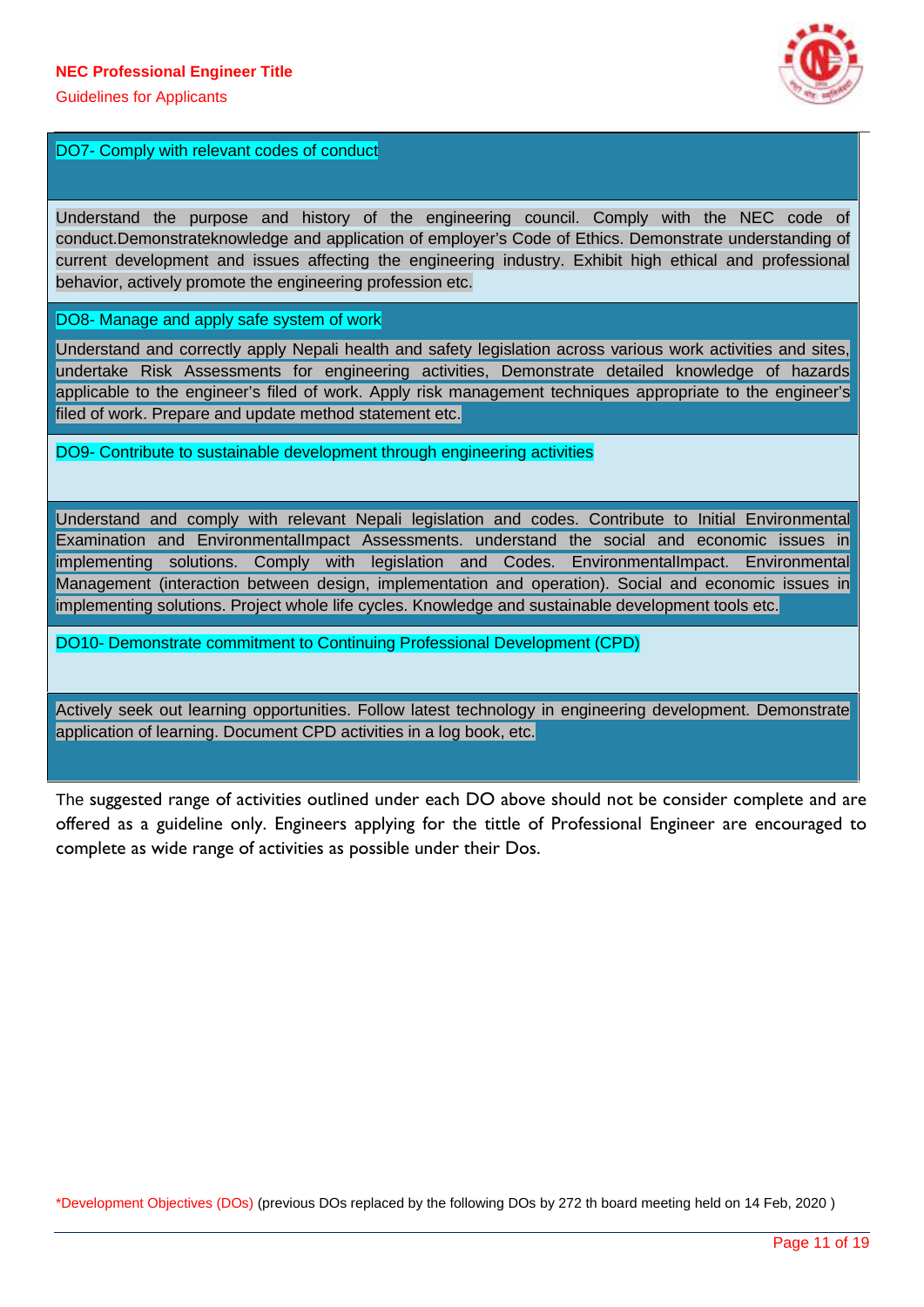**DO7- Comply with relevant codes of conduct**

Understand the purpose and history of the engineering council. Comply with the NEC code of conduct.Demonstrateknowledge and application of employer's Code of Ethics. Demonstrate understanding of current development and issues affecting the engineering industry. Exhibit high ethical and professional behavior, actively promote the engineering profession etc.

**DO8- Manage and apply safe system of work**

Understand and correctly apply Nepali health and safety legislation across various work activities and sites, undertake Risk Assessments for engineering activities, Demonstrate detailed knowledge of hazards applicable to the engineer's filed of work. Apply risk management techniques appropriate to the engineer's filed of work. Prepare and update method statement etc.

**DO9- Contribute to sustainable development through engineering activities**

Understand and comply with relevant Nepali legislation and codes. Contribute to Initial Environmental Examination and EnvironmentalImpact Assessments. understand the social and economic issues in implementing solutions. Comply with legislation and Codes. EnvironmentalImpact. Environmental Management (interaction between design, implementation and operation). Social and economic issues in implementing solutions. Project whole life cycles. Knowledge and sustainable development tools etc.

**DO10- Demonstrate commitment to Continuing Professional Development (CPD)**

Actively seek out learning opportunities. Follow latest technology in engineering development. Demonstrate application of learning. Document CPD activities in a log book, etc.

The suggested range of activities outlined under each DO above should not be consider complete and are offered as a guideline only. Engineers applying for the tittle of Professional Engineer are encouraged to complete as wide range of activities as possible under their Dos.

*Development Objectives (DOs) (previous DOs replaced by the following DOs by 272 th board meeting held on 14 Feb, 2020 )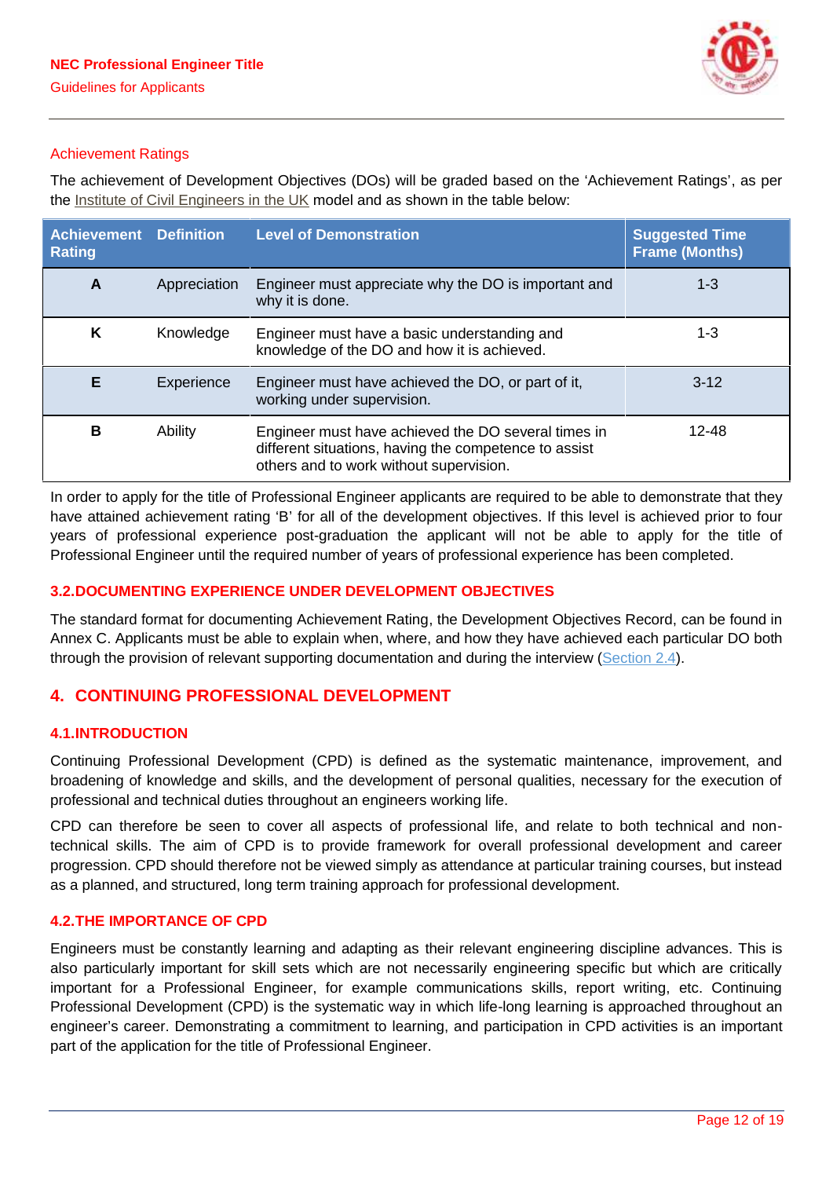Achievement Ratings

The achievement of Development Objectives (DOs) will be graded based on the 'Achievement Ratings', as per the Institute of Civil Engineers in the UK model and as shown in the table below:

| Achievement Rating | Definition | Level of Demonstration | Suggested Time Frame (Months) |
|---|---|---|---|
| **A** | Appreciation | Engineer must appreciate why the DO is important and why it is done. | 1-3 |
| **K** | Knowledge | Engineer must have a basic understanding and knowledge of the DO and how it is achieved. | 1-3 |
| **E** | Experience | Engineer must have achieved the DO, or part of it, working under supervision. | 3-12 |
| **B** | Ability | Engineer must have achieved the DO several times in different situations, having the competence to assist others and to work without supervision. | 12-48 |

In order to apply for the title of Professional Engineer applicants are required to be able to demonstrate that they have attained achievement rating 'B' for all of the development objectives. If this level is achieved prior to four years of professional experience post-graduation the applicant will not be able to apply for the title of Professional Engineer until the required number of years of professional experience has been completed.

### 3.2. DOCUMENTING EXPERIENCE UNDER DEVELOPMENT OBJECTIVES

The standard format for documenting Achievement Rating, the Development Objectives Record, can be found in Annex C. Applicants must be able to explain when, where, and how they have achieved each particular DO both through the provision of relevant supporting documentation and during the interview (Section 2.4).

## 4. CONTINUING PROFESSIONAL DEVELOPMENT

### 4.1. INTRODUCTION

Continuing Professional Development (CPD) is defined as the systematic maintenance, improvement, and broadening of knowledge and skills, and the development of personal qualities, necessary for the execution of professional and technical duties throughout an engineers working life.

CPD can therefore be seen to cover all aspects of professional life, and relate to both technical and non-technical skills. The aim of CPD is to provide framework for overall professional development and career progression. CPD should therefore not be viewed simply as attendance at particular training courses, but instead as a planned, and structured, long term training approach for professional development.

### 4.2. THE IMPORTANCE OF CPD

Engineers must be constantly learning and adapting as their relevant engineering discipline advances. This is also particularly important for skill sets which are not necessarily engineering specific but which are critically important for a Professional Engineer, for example communications skills, report writing, etc. Continuing Professional Development (CPD) is the systematic way in which life-long learning is approached throughout an engineer's career. Demonstrating a commitment to learning, and participation in CPD activities is an important part of the application for the title of Professional Engineer.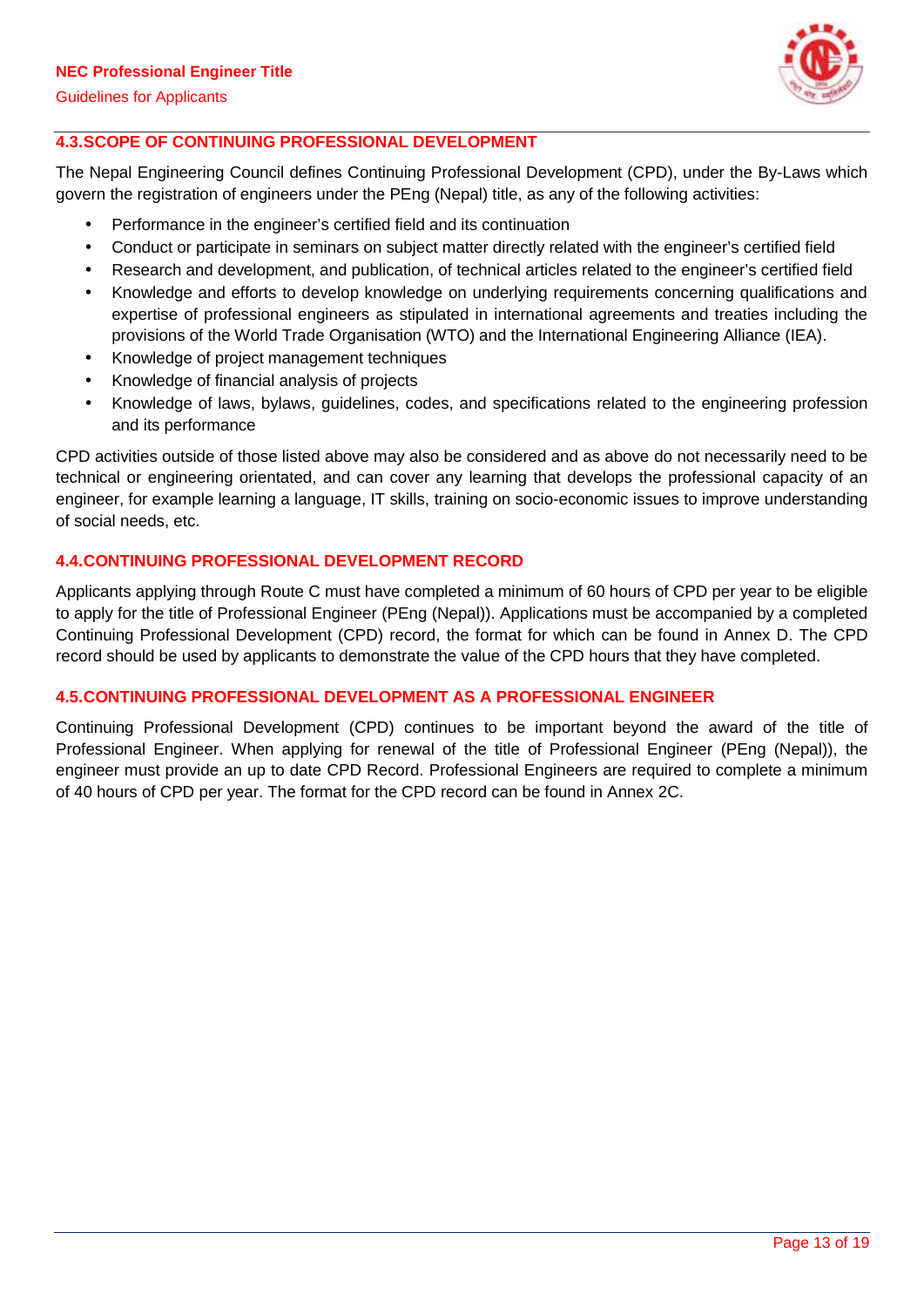## 4.3. SCOPE OF CONTINUING PROFESSIONAL DEVELOPMENT

The Nepal Engineering Council defines Continuing Professional Development (CPD), under the By-Laws which govern the registration of engineers under the PEng (Nepal) title, as any of the following activities:

- Performance in the engineer's certified field and its continuation
- Conduct or participate in seminars on subject matter directly related with the engineer's certified field
- Research and development, and publication, of technical articles related to the engineer's certified field
- Knowledge and efforts to develop knowledge on underlying requirements concerning qualifications and expertise of professional engineers as stipulated in international agreements and treaties including the provisions of the World Trade Organisation (WTO) and the International Engineering Alliance (IEA).
- Knowledge of project management techniques
- Knowledge of financial analysis of projects
- Knowledge of laws, bylaws, guidelines, codes, and specifications related to the engineering profession and its performance

CPD activities outside of those listed above may also be considered and as above do not necessarily need to be technical or engineering orientated, and can cover any learning that develops the professional capacity of an engineer, for example learning a language, IT skills, training on socio-economic issues to improve understanding of social needs, etc.

## 4.4. CONTINUING PROFESSIONAL DEVELOPMENT RECORD

Applicants applying through Route C must have completed a minimum of 60 hours of CPD per year to be eligible to apply for the title of Professional Engineer (PEng (Nepal)). Applications must be accompanied by a completed Continuing Professional Development (CPD) record, the format for which can be found in Annex D. The CPD record should be used by applicants to demonstrate the value of the CPD hours that they have completed.

## 4.5. CONTINUING PROFESSIONAL DEVELOPMENT AS A PROFESSIONAL ENGINEER

Continuing Professional Development (CPD) continues to be important beyond the award of the title of Professional Engineer. When applying for renewal of the title of Professional Engineer (PEng (Nepal)), the engineer must provide an up to date CPD Record. Professional Engineers are required to complete a minimum of 40 hours of CPD per year. The format for the CPD record can be found in Annex 2C.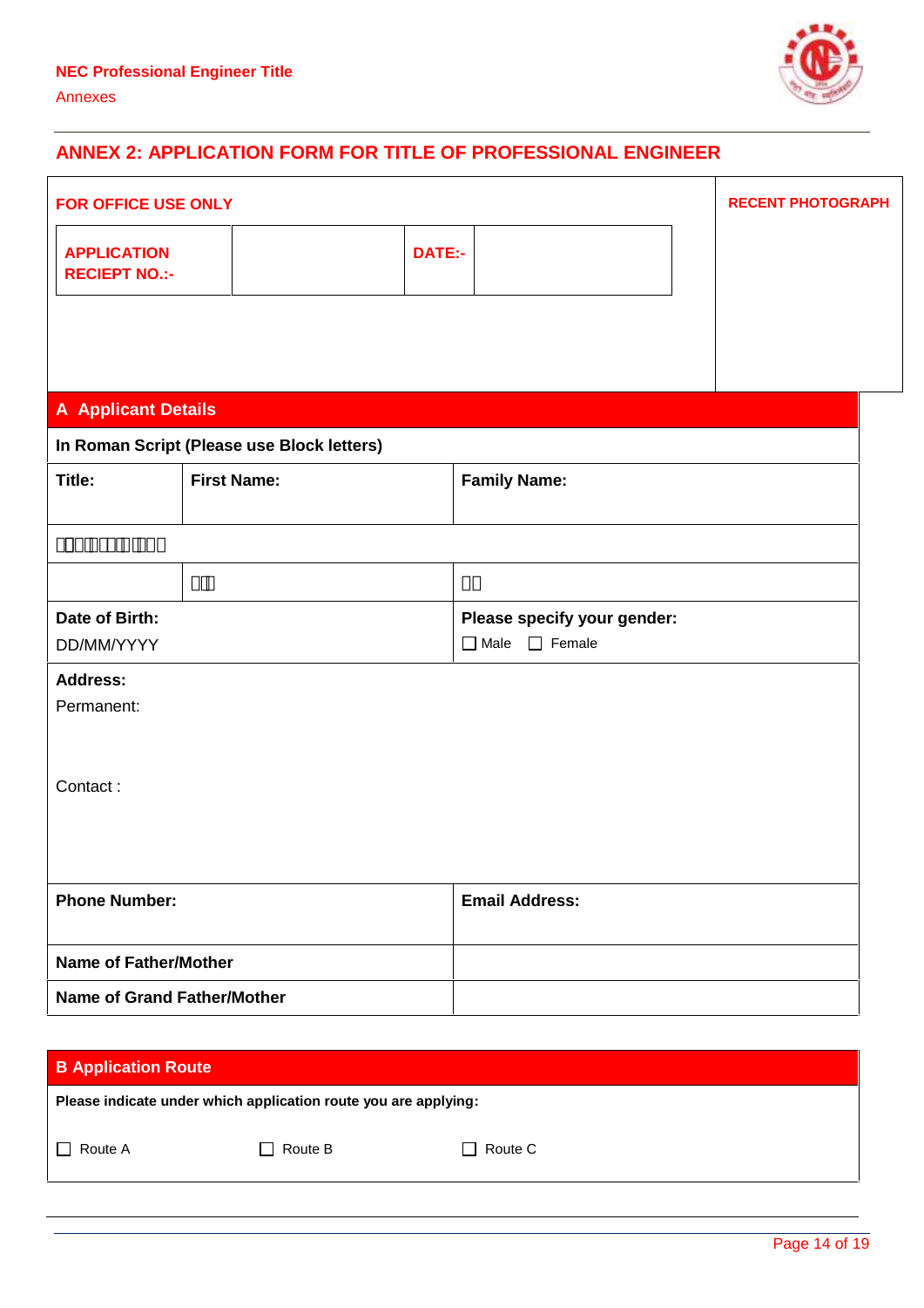## ANNEX 2: APPLICATION FORM FOR TITLE OF PROFESSIONAL ENGINEER

| FOR OFFICE USE ONLY | | | | RECENT PHOTOGRAPH |
|---|---|---|---|---|
| APPLICATION RECIEPT NO.:- | | DATE:- | | |

### A Applicant Details

| In Roman Script (Please use Block letters) | | |
|---|---|---|
| Title: | First Name: | Family Name: |
| □□□□□□□□□□□□ | | |
| | □□□ | □□ |
| Date of Birth: DD/MM/YYYY | | Please specify your gender: ☐ Male ☐ Female |
| Address: Permanent: Contact : | | |
| Phone Number: | | Email Address: |
| Name of Father/Mother | | |
| Name of Grand Father/Mother | | |

### B Application Route

Please indicate under which application route you are applying:

☐ Route A ☐ Route B ☐ Route C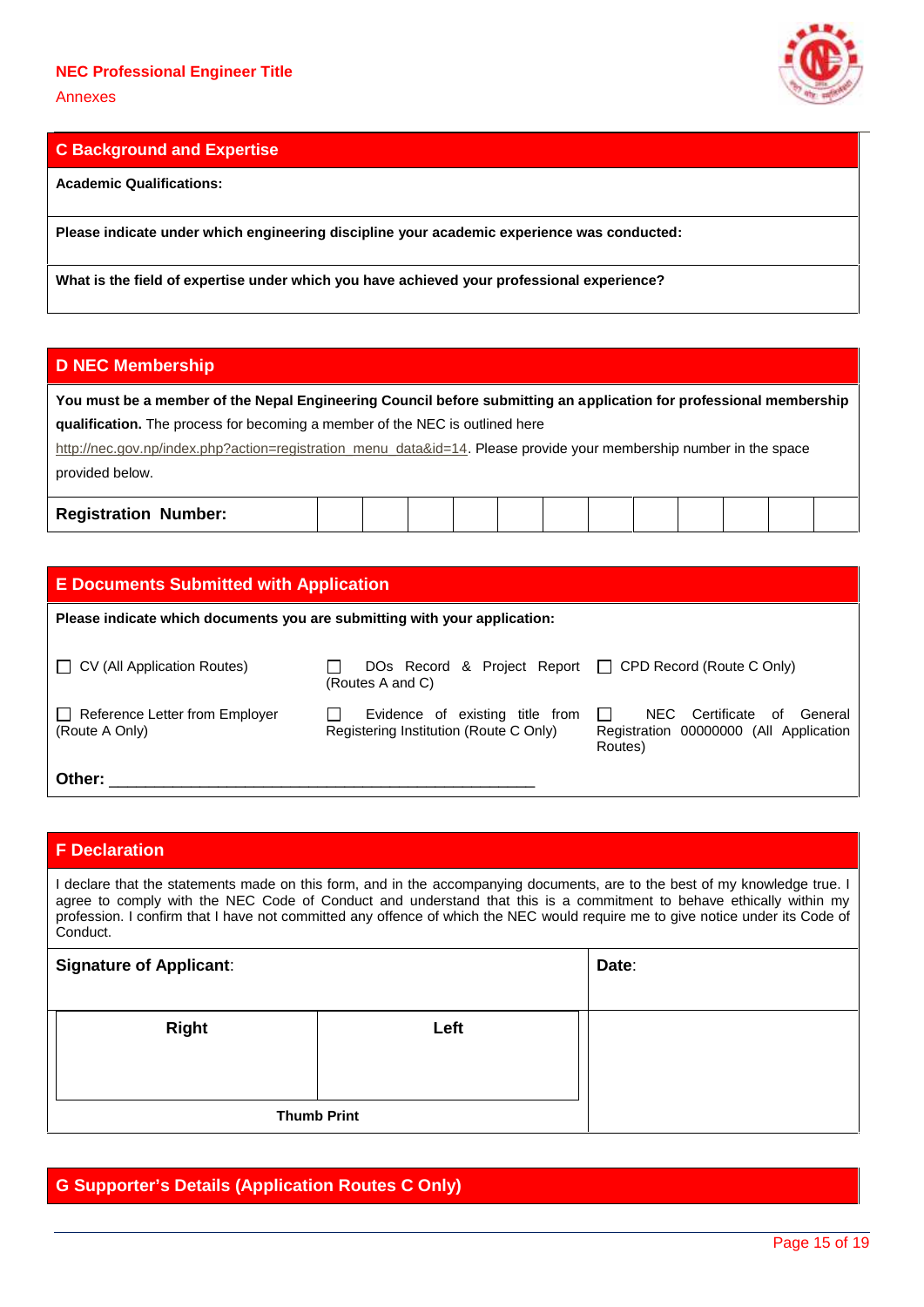## C Background and Expertise

**Academic Qualifications:**

**Please indicate under which engineering discipline your academic experience was conducted:**

**What is the field of expertise under which you have achieved your professional experience?**

## D NEC Membership

**You must be a member of the Nepal Engineering Council before submitting an application for professional membership qualification.** The process for becoming a member of the NEC is outlined here http://nec.gov.np/index.php?action=registration_menu_data&id=14. Please provide your membership number in the space provided below.

| **Registration Number:** | | | | | | | | | | | | |
|---|---|---|---|---|---|---|---|---|---|---|---|---|

## E Documents Submitted with Application

**Please indicate which documents you are submitting with your application:**

- ☐ CV (All Application Routes)
- ☐ DOs Record & Project Report (Routes A and C)
- ☐ CPD Record (Route C Only)
- ☐ Reference Letter from Employer (Route A Only)
- ☐ Evidence of existing title from Registering Institution (Route C Only)
- ☐ NEC Certificate of General Registration 00000000 (All Application Routes)

**Other:** ________________________________________________

## F Declaration

I declare that the statements made on this form, and in the accompanying documents, are to the best of my knowledge true. I agree to comply with the NEC Code of Conduct and understand that this is a commitment to behave ethically within my profession. I confirm that I have not committed any offence of which the NEC would require me to give notice under its Code of Conduct.

| **Signature of Applicant**: | | **Date**: |
|---|---|---|
| **Right** | **Left** | |
| **Thumb Print** | | |

## G Supporter's Details (Application Routes C Only)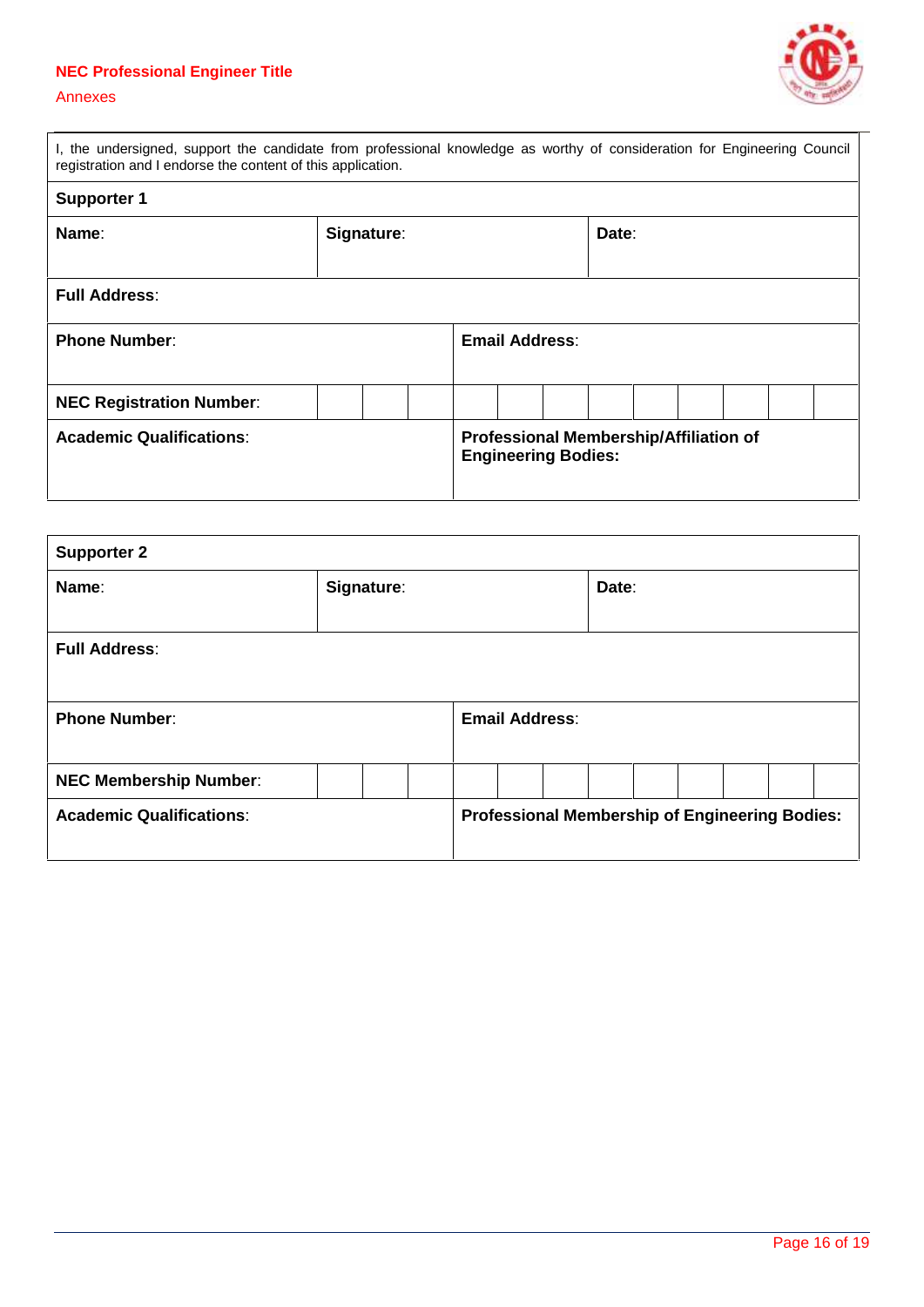I, the undersigned, support the candidate from professional knowledge as worthy of consideration for Engineering Council registration and I endorse the content of this application.

| **Supporter 1** | | |
|---|---|---|
| **Name**: | **Signature**: | **Date**: |
| **Full Address**: | | |
| **Phone Number**: | **Email Address**: | |
| **NEC Registration Number**: | | |
| **Academic Qualifications**: | **Professional Membership/Affiliation of Engineering Bodies:** | |

| **Supporter 2** | | |
|---|---|---|
| **Name**: | **Signature**: | **Date**: |
| **Full Address**: | | |
| **Phone Number**: | **Email Address**: | |
| **NEC Membership Number**: | | |
| **Academic Qualifications**: | **Professional Membership of Engineering Bodies:** | |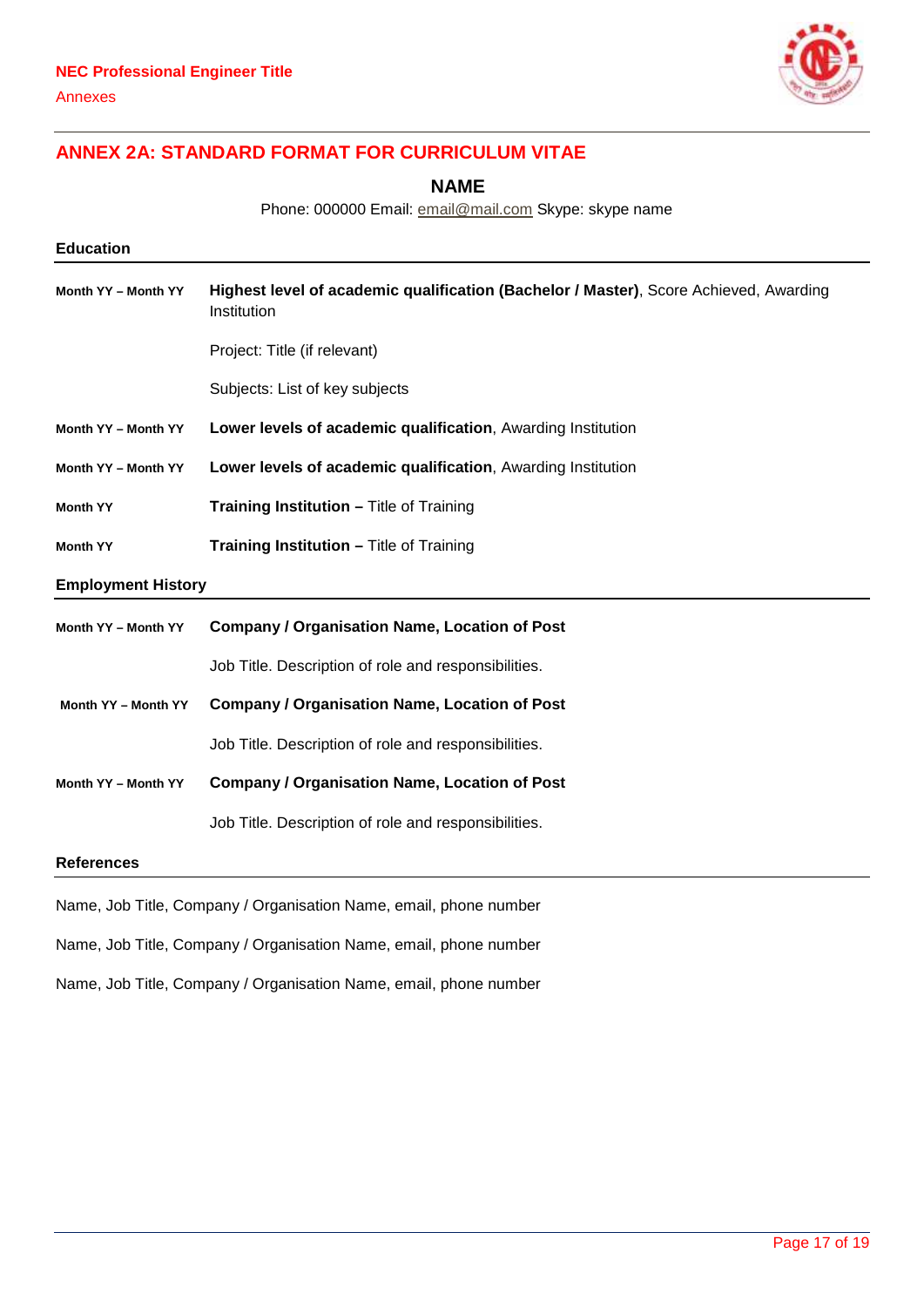## ANNEX 2A: STANDARD FORMAT FOR CURRICULUM VITAE

**NAME**

Phone: 000000 Email: email@mail.com Skype: skype name

### Education

**Month YY – Month YY** **Highest level of academic qualification (Bachelor / Master)**, Score Achieved, Awarding Institution

Project: Title (if relevant)

Subjects: List of key subjects

**Month YY – Month YY** **Lower levels of academic qualification**, Awarding Institution

**Month YY – Month YY** **Lower levels of academic qualification**, Awarding Institution

**Month YY** **Training Institution –** Title of Training

**Month YY** **Training Institution –** Title of Training

### Employment History

**Month YY – Month YY** **Company / Organisation Name, Location of Post**

Job Title. Description of role and responsibilities.

**Month YY – Month YY** **Company / Organisation Name, Location of Post**

Job Title. Description of role and responsibilities.

**Month YY – Month YY** **Company / Organisation Name, Location of Post**

Job Title. Description of role and responsibilities.

### References

Name, Job Title, Company / Organisation Name, email, phone number

Name, Job Title, Company / Organisation Name, email, phone number

Name, Job Title, Company / Organisation Name, email, phone number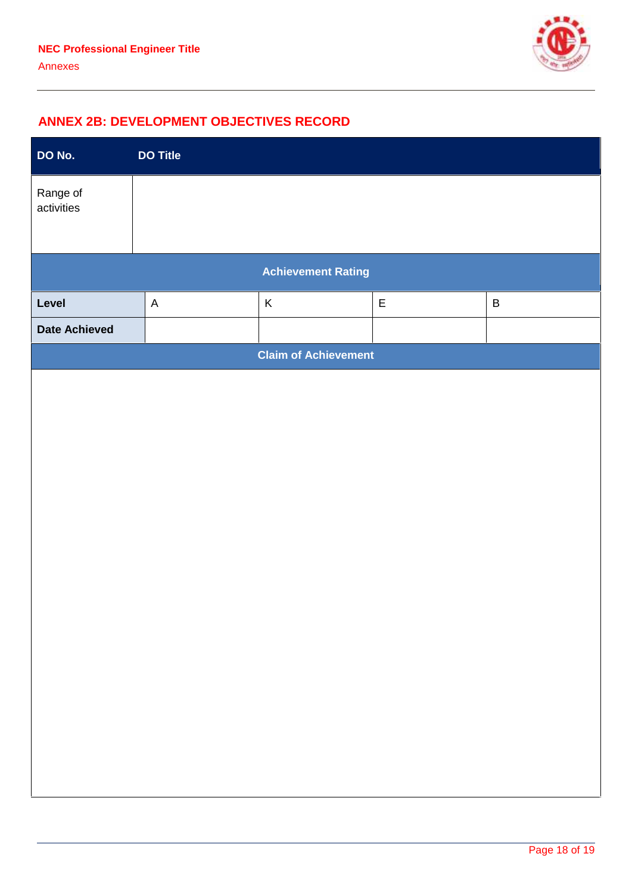## ANNEX 2B: DEVELOPMENT OBJECTIVES RECORD

| DO No. | DO Title | | | |
|---|---|---|---|---|
| Range of activities | | | | |
| **Achievement Rating** | | | | |
| **Level** | A | K | E | B |
| **Date Achieved** | | | | |
| **Claim of Achievement** | | | | |
| | | | | |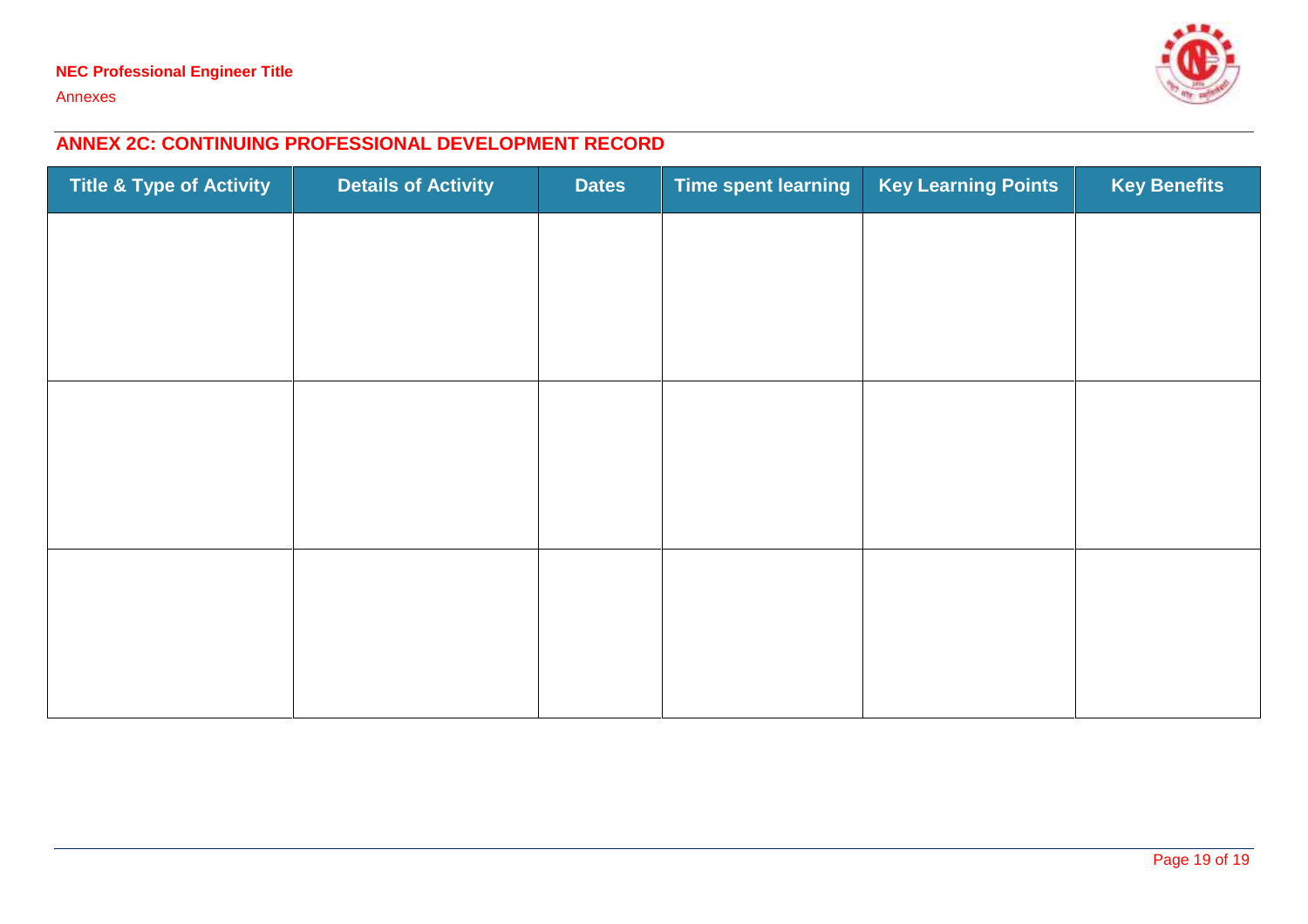## ANNEX 2C: CONTINUING PROFESSIONAL DEVELOPMENT RECORD

| Title & Type of Activity | Details of Activity | Dates | Time spent learning | Key Learning Points | Key Benefits |
|---|---|---|---|---|---|
| | | | | | |
| | | | | | |
| | | | | | |